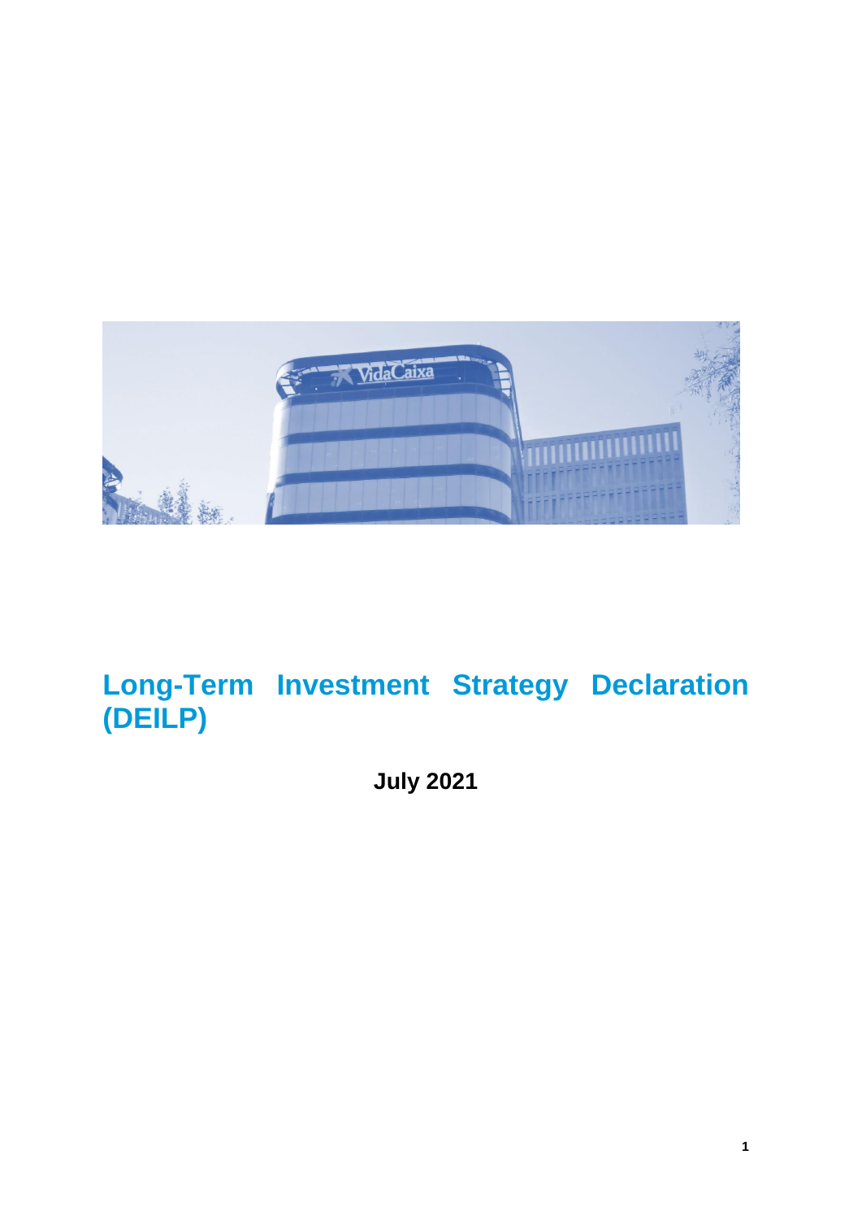# Long-Term Investment Strategy Declaration (DEILP)

**July 2021**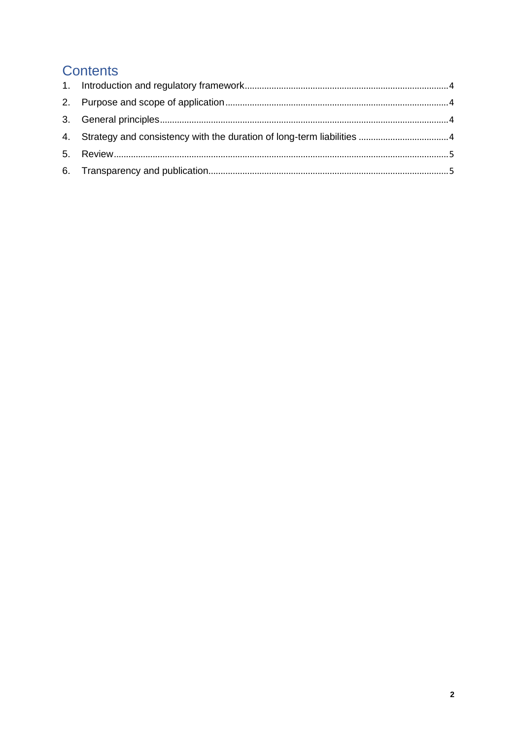# Contents

1. Introduction and regulatory framework ..... 4
2. Purpose and scope of application ..... 4
3. General principles ..... 4
4. Strategy and consistency with the duration of long-term liabilities ..... 4
5. Review ..... 5
6. Transparency and publication ..... 5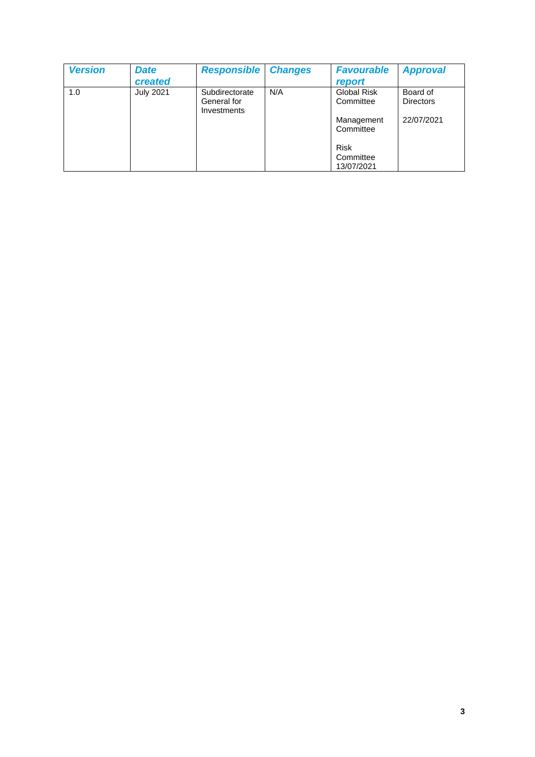| *Version* | *Date created* | *Responsible* | *Changes* | *Favourable report* | *Approval* |
|---|---|---|---|---|---|
| 1.0 | July 2021 | Subdirectorate General for Investments | N/A | Global Risk Committee<br><br>Management Committee<br><br>Risk Committee 13/07/2021 | Board of Directors<br><br>22/07/2021 |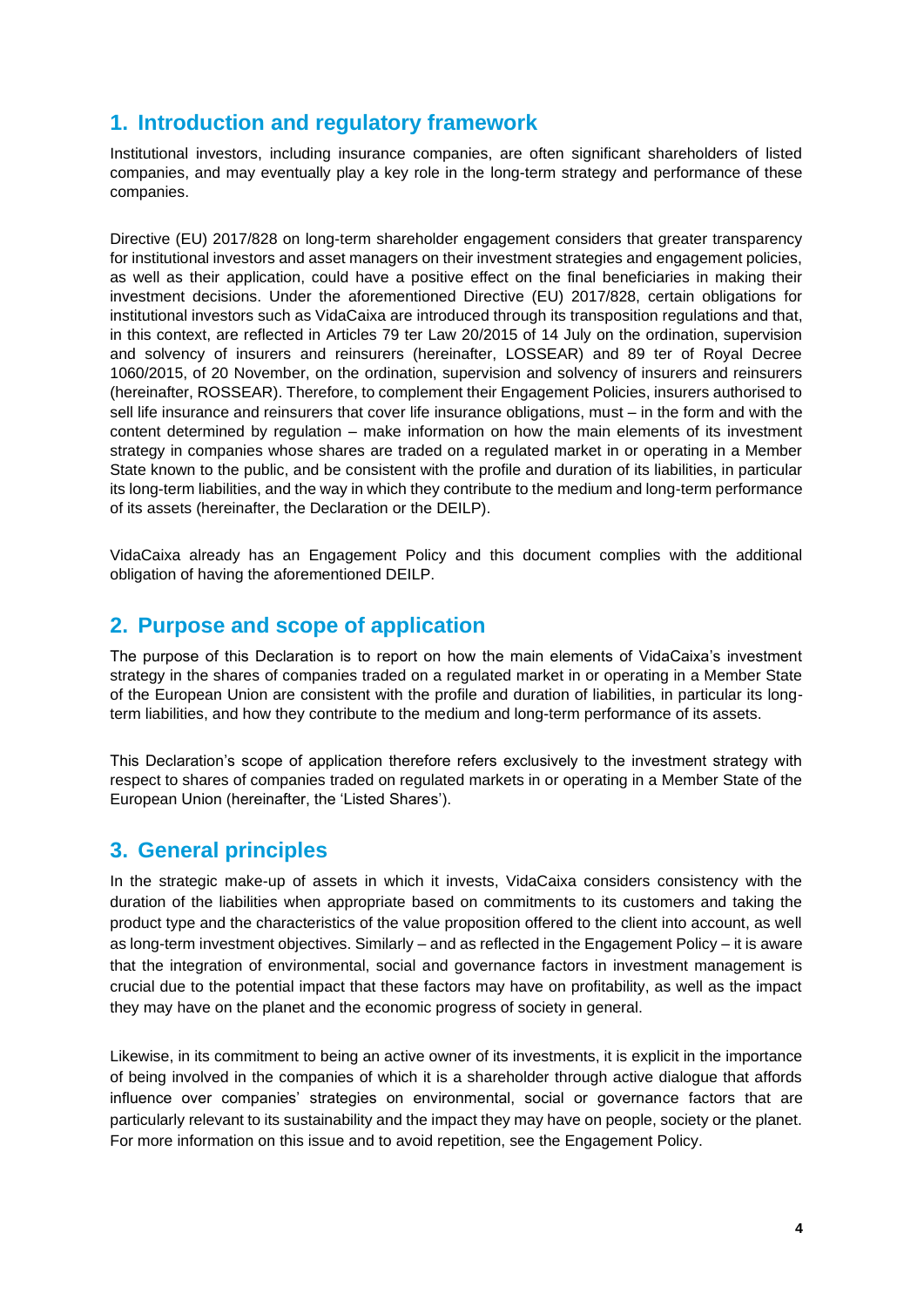## 1. Introduction and regulatory framework

Institutional investors, including insurance companies, are often significant shareholders of listed companies, and may eventually play a key role in the long-term strategy and performance of these companies.

Directive (EU) 2017/828 on long-term shareholder engagement considers that greater transparency for institutional investors and asset managers on their investment strategies and engagement policies, as well as their application, could have a positive effect on the final beneficiaries in making their investment decisions. Under the aforementioned Directive (EU) 2017/828, certain obligations for institutional investors such as VidaCaixa are introduced through its transposition regulations and that, in this context, are reflected in Articles 79 ter Law 20/2015 of 14 July on the ordination, supervision and solvency of insurers and reinsurers (hereinafter, LOSSEAR) and 89 ter of Royal Decree 1060/2015, of 20 November, on the ordination, supervision and solvency of insurers and reinsurers (hereinafter, ROSSEAR). Therefore, to complement their Engagement Policies, insurers authorised to sell life insurance and reinsurers that cover life insurance obligations, must – in the form and with the content determined by regulation – make information on how the main elements of its investment strategy in companies whose shares are traded on a regulated market in or operating in a Member State known to the public, and be consistent with the profile and duration of its liabilities, in particular its long-term liabilities, and the way in which they contribute to the medium and long-term performance of its assets (hereinafter, the Declaration or the DEILP).

VidaCaixa already has an Engagement Policy and this document complies with the additional obligation of having the aforementioned DEILP.

## 2. Purpose and scope of application

The purpose of this Declaration is to report on how the main elements of VidaCaixa's investment strategy in the shares of companies traded on a regulated market in or operating in a Member State of the European Union are consistent with the profile and duration of liabilities, in particular its long-term liabilities, and how they contribute to the medium and long-term performance of its assets.

This Declaration's scope of application therefore refers exclusively to the investment strategy with respect to shares of companies traded on regulated markets in or operating in a Member State of the European Union (hereinafter, the 'Listed Shares').

## 3. General principles

In the strategic make-up of assets in which it invests, VidaCaixa considers consistency with the duration of the liabilities when appropriate based on commitments to its customers and taking the product type and the characteristics of the value proposition offered to the client into account, as well as long-term investment objectives. Similarly – and as reflected in the Engagement Policy – it is aware that the integration of environmental, social and governance factors in investment management is crucial due to the potential impact that these factors may have on profitability, as well as the impact they may have on the planet and the economic progress of society in general.

Likewise, in its commitment to being an active owner of its investments, it is explicit in the importance of being involved in the companies of which it is a shareholder through active dialogue that affords influence over companies' strategies on environmental, social or governance factors that are particularly relevant to its sustainability and the impact they may have on people, society or the planet. For more information on this issue and to avoid repetition, see the Engagement Policy.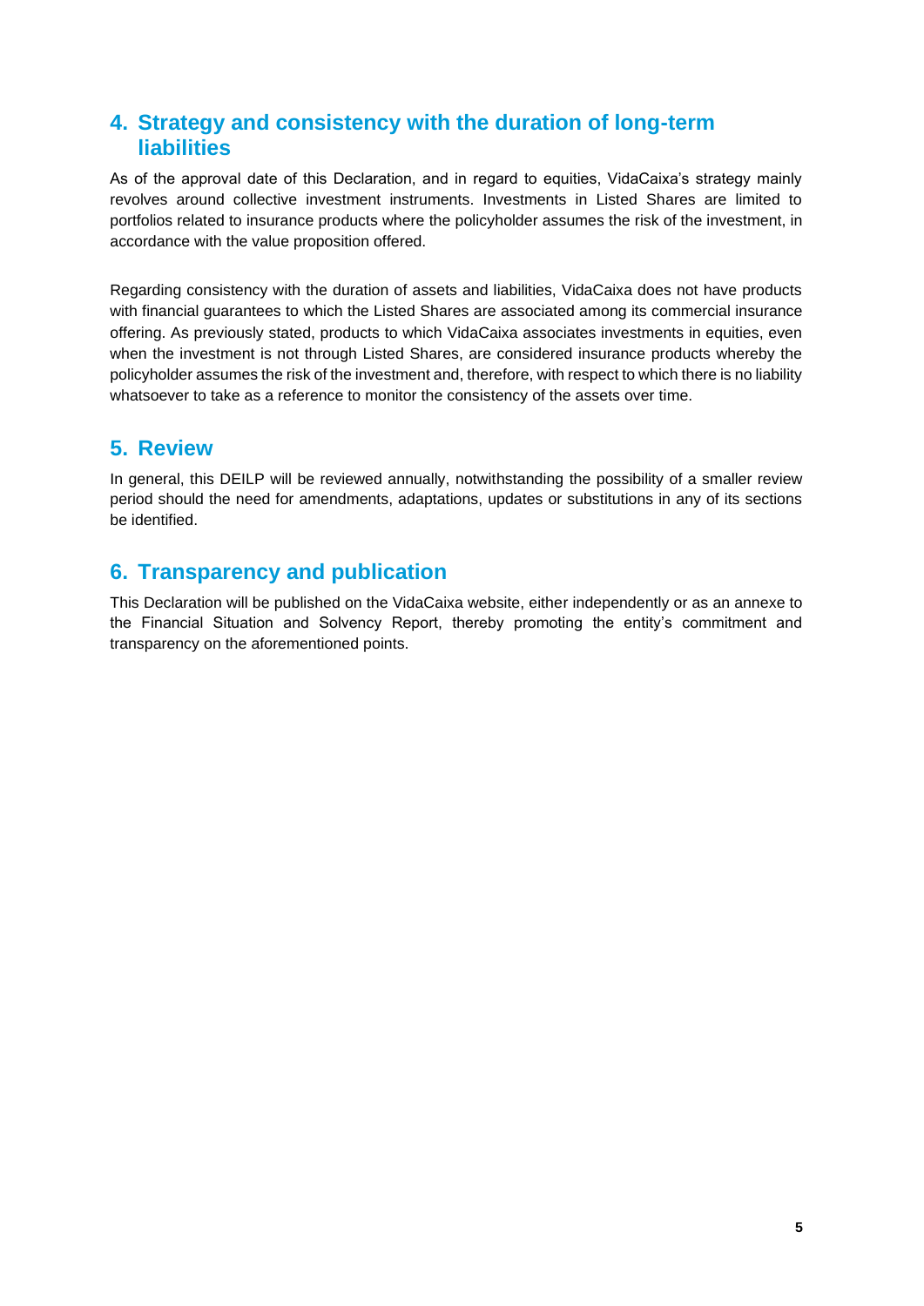## 4. Strategy and consistency with the duration of long-term liabilities

As of the approval date of this Declaration, and in regard to equities, VidaCaixa's strategy mainly revolves around collective investment instruments. Investments in Listed Shares are limited to portfolios related to insurance products where the policyholder assumes the risk of the investment, in accordance with the value proposition offered.

Regarding consistency with the duration of assets and liabilities, VidaCaixa does not have products with financial guarantees to which the Listed Shares are associated among its commercial insurance offering. As previously stated, products to which VidaCaixa associates investments in equities, even when the investment is not through Listed Shares, are considered insurance products whereby the policyholder assumes the risk of the investment and, therefore, with respect to which there is no liability whatsoever to take as a reference to monitor the consistency of the assets over time.

## 5. Review

In general, this DEILP will be reviewed annually, notwithstanding the possibility of a smaller review period should the need for amendments, adaptations, updates or substitutions in any of its sections be identified.

## 6. Transparency and publication

This Declaration will be published on the VidaCaixa website, either independently or as an annexe to the Financial Situation and Solvency Report, thereby promoting the entity's commitment and transparency on the aforementioned points.